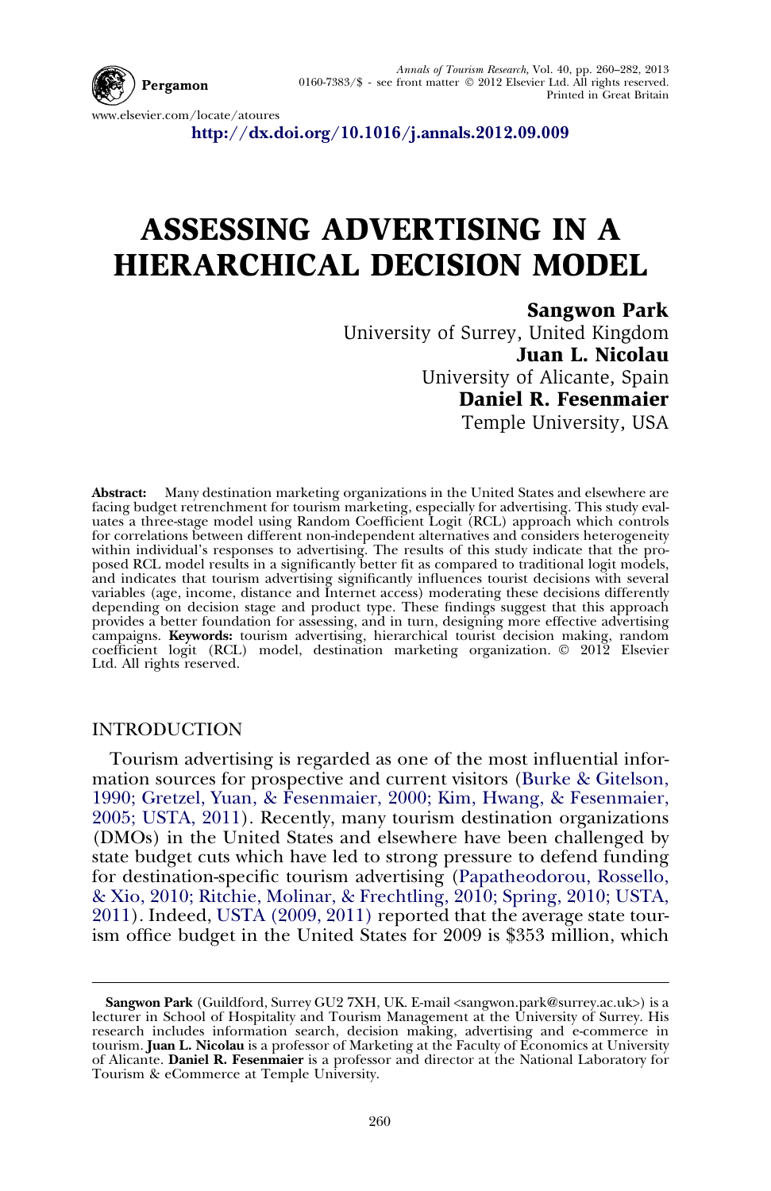www.elsevier.com/locate/atoures

http://dx.doi.org/10.1016/j.annals.2012.09.009

# ASSESSING ADVERTISING IN A HIERARCHICAL DECISION MODEL

**Sangwon Park**
University of Surrey, United Kingdom

**Juan L. Nicolau**
University of Alicante, Spain

**Daniel R. Fesenmaier**
Temple University, USA

**Abstract:** Many destination marketing organizations in the United States and elsewhere are facing budget retrenchment for tourism marketing, especially for advertising. This study evaluates a three-stage model using Random Coefficient Logit (RCL) approach which controls for correlations between different non-independent alternatives and considers heterogeneity within individual's responses to advertising. The results of this study indicate that the proposed RCL model results in a significantly better fit as compared to traditional logit models, and indicates that tourism advertising significantly influences tourist decisions with several variables (age, income, distance and Internet access) moderating these decisions differently depending on decision stage and product type. These findings suggest that this approach provides a better foundation for assessing, and in turn, designing more effective advertising campaigns. **Keywords:** tourism advertising, hierarchical tourist decision making, random coefficient logit (RCL) model, destination marketing organization. © 2012 Elsevier Ltd. All rights reserved.

## INTRODUCTION

Tourism advertising is regarded as one of the most influential information sources for prospective and current visitors (Burke & Gitelson, 1990; Gretzel, Yuan, & Fesenmaier, 2000; Kim, Hwang, & Fesenmaier, 2005; USTA, 2011). Recently, many tourism destination organizations (DMOs) in the United States and elsewhere have been challenged by state budget cuts which have led to strong pressure to defend funding for destination-specific tourism advertising (Papatheodorou, Rossello, & Xio, 2010; Ritchie, Molinar, & Frechtling, 2010; Spring, 2010; USTA, 2011). Indeed, USTA (2009, 2011) reported that the average state tourism office budget in the United States for 2009 is $353 million, which

---

**Sangwon Park** (Guildford, Surrey GU2 7XH, UK. E-mail <sangwon.park@surrey.ac.uk>) is a lecturer in School of Hospitality and Tourism Management at the University of Surrey. His research includes information search, decision making, advertising and e-commerce in tourism. **Juan L. Nicolau** is a professor of Marketing at the Faculty of Economics at University of Alicante. **Daniel R. Fesenmaier** is a professor and director at the National Laboratory for Tourism & eCommerce at Temple University.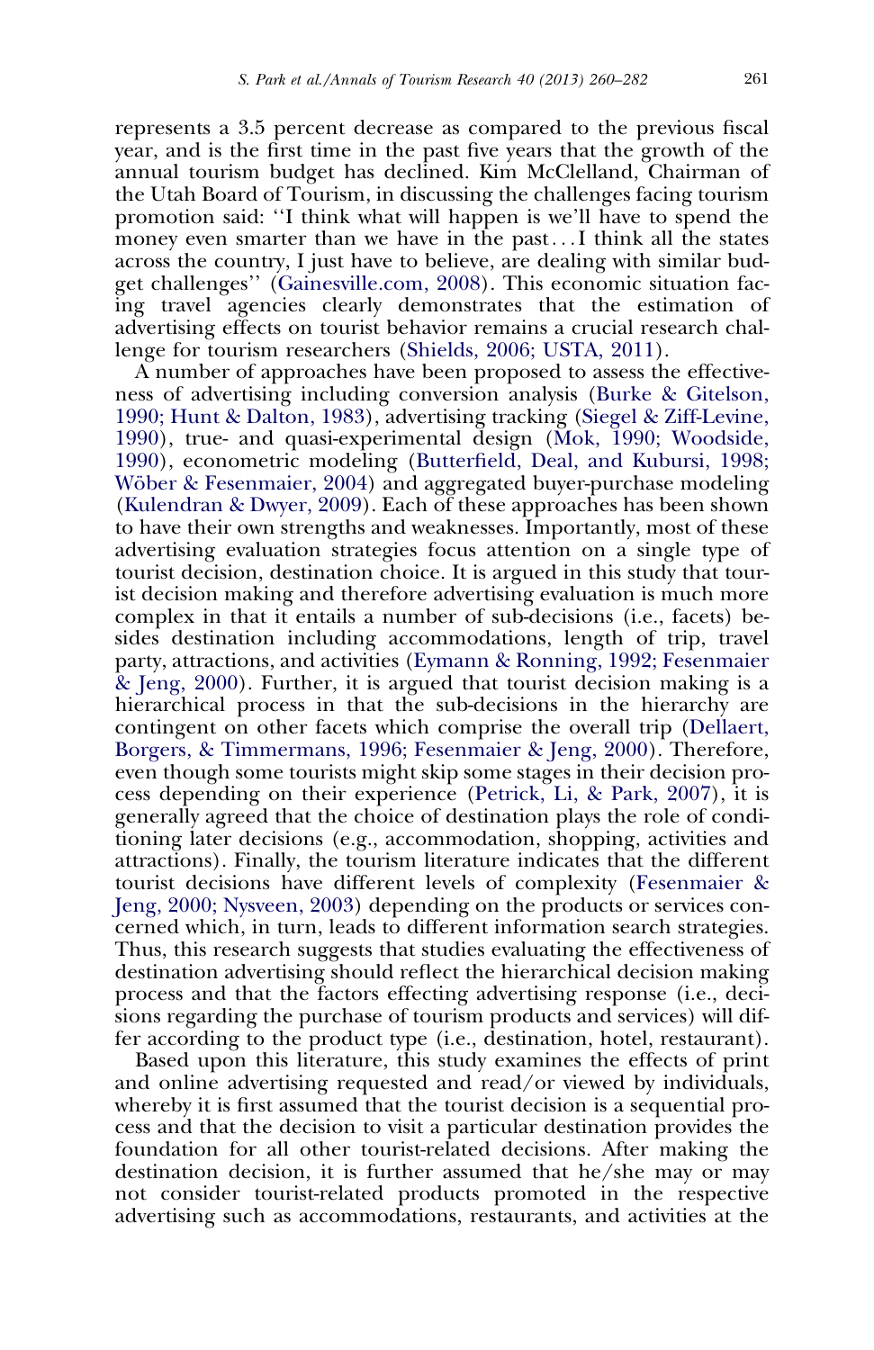represents a 3.5 percent decrease as compared to the previous fiscal year, and is the first time in the past five years that the growth of the annual tourism budget has declined. Kim McClelland, Chairman of the Utah Board of Tourism, in discussing the challenges facing tourism promotion said: ''I think what will happen is we'll have to spend the money even smarter than we have in the past…I think all the states across the country, I just have to believe, are dealing with similar budget challenges'' (Gainesville.com, 2008). This economic situation facing travel agencies clearly demonstrates that the estimation of advertising effects on tourist behavior remains a crucial research challenge for tourism researchers (Shields, 2006; USTA, 2011).

A number of approaches have been proposed to assess the effectiveness of advertising including conversion analysis (Burke & Gitelson, 1990; Hunt & Dalton, 1983), advertising tracking (Siegel & Ziff-Levine, 1990), true- and quasi-experimental design (Mok, 1990; Woodside, 1990), econometric modeling (Butterfield, Deal, and Kubursi, 1998; Wöber & Fesenmaier, 2004) and aggregated buyer-purchase modeling (Kulendran & Dwyer, 2009). Each of these approaches has been shown to have their own strengths and weaknesses. Importantly, most of these advertising evaluation strategies focus attention on a single type of tourist decision, destination choice. It is argued in this study that tourist decision making and therefore advertising evaluation is much more complex in that it entails a number of sub-decisions (i.e., facets) besides destination including accommodations, length of trip, travel party, attractions, and activities (Eymann & Ronning, 1992; Fesenmaier & Jeng, 2000). Further, it is argued that tourist decision making is a hierarchical process in that the sub-decisions in the hierarchy are contingent on other facets which comprise the overall trip (Dellaert, Borgers, & Timmermans, 1996; Fesenmaier & Jeng, 2000). Therefore, even though some tourists might skip some stages in their decision process depending on their experience (Petrick, Li, & Park, 2007), it is generally agreed that the choice of destination plays the role of conditioning later decisions (e.g., accommodation, shopping, activities and attractions). Finally, the tourism literature indicates that the different tourist decisions have different levels of complexity (Fesenmaier & Jeng, 2000; Nysveen, 2003) depending on the products or services concerned which, in turn, leads to different information search strategies. Thus, this research suggests that studies evaluating the effectiveness of destination advertising should reflect the hierarchical decision making process and that the factors effecting advertising response (i.e., decisions regarding the purchase of tourism products and services) will differ according to the product type (i.e., destination, hotel, restaurant).

Based upon this literature, this study examines the effects of print and online advertising requested and read/or viewed by individuals, whereby it is first assumed that the tourist decision is a sequential process and that the decision to visit a particular destination provides the foundation for all other tourist-related decisions. After making the destination decision, it is further assumed that he/she may or may not consider tourist-related products promoted in the respective advertising such as accommodations, restaurants, and activities at the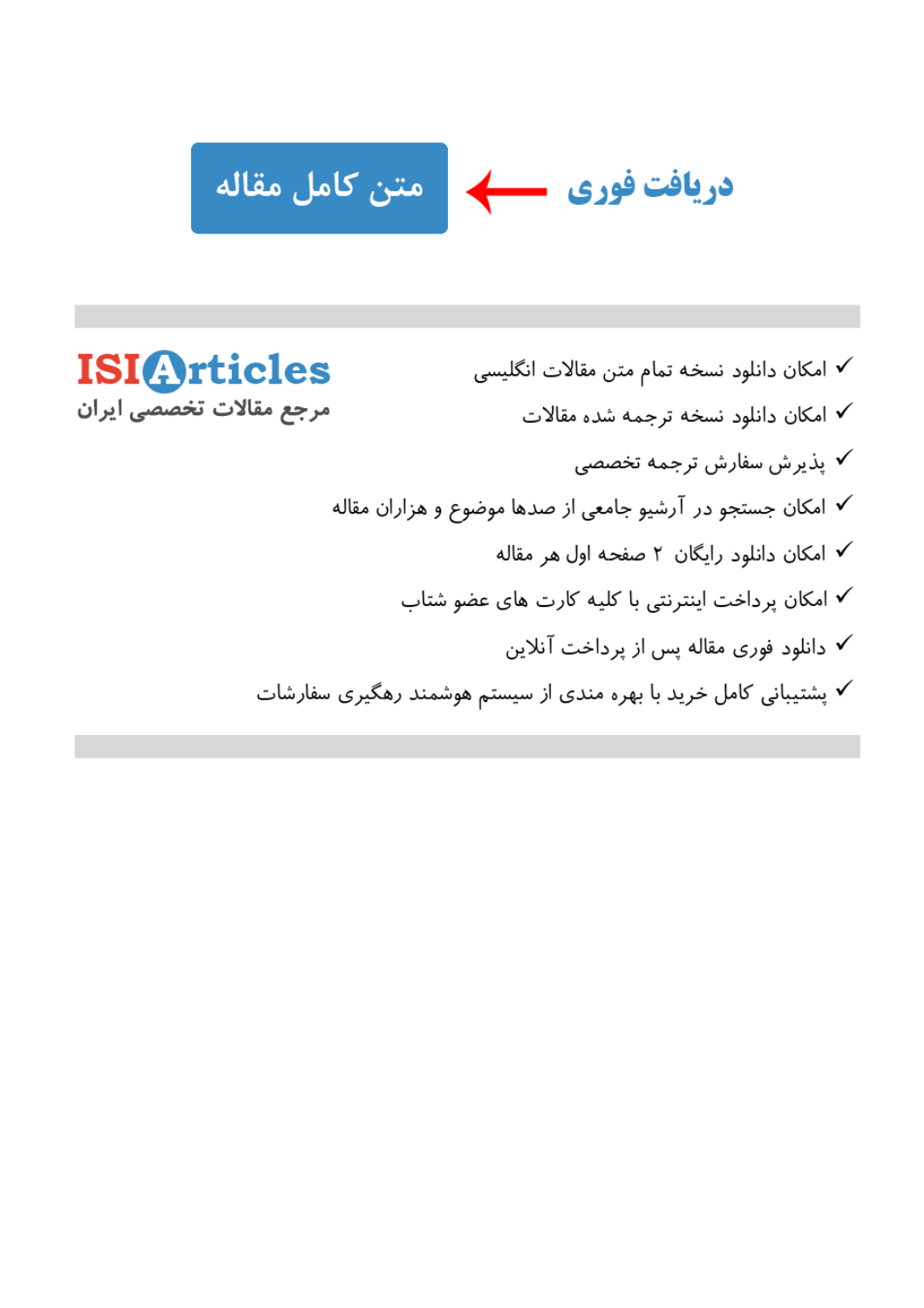دریافت فوری ← **متن کامل مقاله**

**ISIArticles**
مرجع مقالات تخصصی ایران

- ✓ امکان دانلود نسخه تمام متن مقالات انگلیسی
- ✓ امکان دانلود نسخه ترجمه شده مقالات
- ✓ پذیرش سفارش ترجمه تخصصی
- ✓ امکان جستجو در آرشیو جامعی از صدها موضوع و هزاران مقاله
- ✓ امکان دانلود رایگان ۲ صفحه اول هر مقاله
- ✓ امکان پرداخت اینترنتی با کلیه کارت های عضو شتاب
- ✓ دانلود فوری مقاله پس از پرداخت آنلاین
- ✓ پشتیبانی کامل خرید با بهره مندی از سیستم هوشمند رهگیری سفارشات